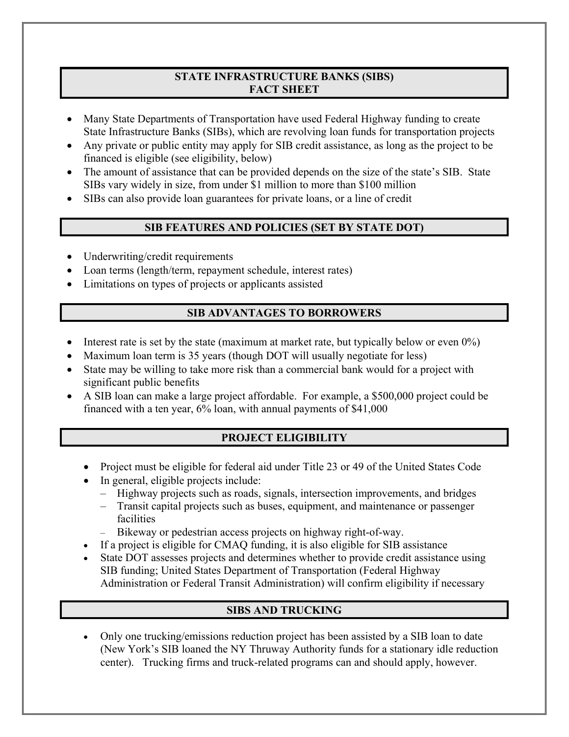# STATE INFRASTRUCTURE BANKS (SIBS) FACT SHEET

- Many State Departments of Transportation have used Federal Highway funding to create State Infrastructure Banks (SIBs), which are revolving loan funds for transportation projects
- Any private or public entity may apply for SIB credit assistance, as long as the project to be financed is eligible (see eligibility, below)
- The amount of assistance that can be provided depends on the size of the state's SIB. State SIBs vary widely in size, from under $1 million to more than $100 million
- SIBs can also provide loan guarantees for private loans, or a line of credit

## SIB FEATURES AND POLICIES (SET BY STATE DOT)

- Underwriting/credit requirements
- Loan terms (length/term, repayment schedule, interest rates)
- Limitations on types of projects or applicants assisted

## SIB ADVANTAGES TO BORROWERS

- Interest rate is set by the state (maximum at market rate, but typically below or even 0%)
- Maximum loan term is 35 years (though DOT will usually negotiate for less)
- State may be willing to take more risk than a commercial bank would for a project with significant public benefits
- A SIB loan can make a large project affordable. For example, a $500,000 project could be financed with a ten year, 6% loan, with annual payments of $41,000

## PROJECT ELIGIBILITY

- Project must be eligible for federal aid under Title 23 or 49 of the United States Code
- In general, eligible projects include:
  - Highway projects such as roads, signals, intersection improvements, and bridges
  - Transit capital projects such as buses, equipment, and maintenance or passenger facilities
  - Bikeway or pedestrian access projects on highway right-of-way.
- If a project is eligible for CMAQ funding, it is also eligible for SIB assistance
- State DOT assesses projects and determines whether to provide credit assistance using SIB funding; United States Department of Transportation (Federal Highway Administration or Federal Transit Administration) will confirm eligibility if necessary

## SIBS AND TRUCKING

- Only one trucking/emissions reduction project has been assisted by a SIB loan to date (New York's SIB loaned the NY Thruway Authority funds for a stationary idle reduction center). Trucking firms and truck-related programs can and should apply, however.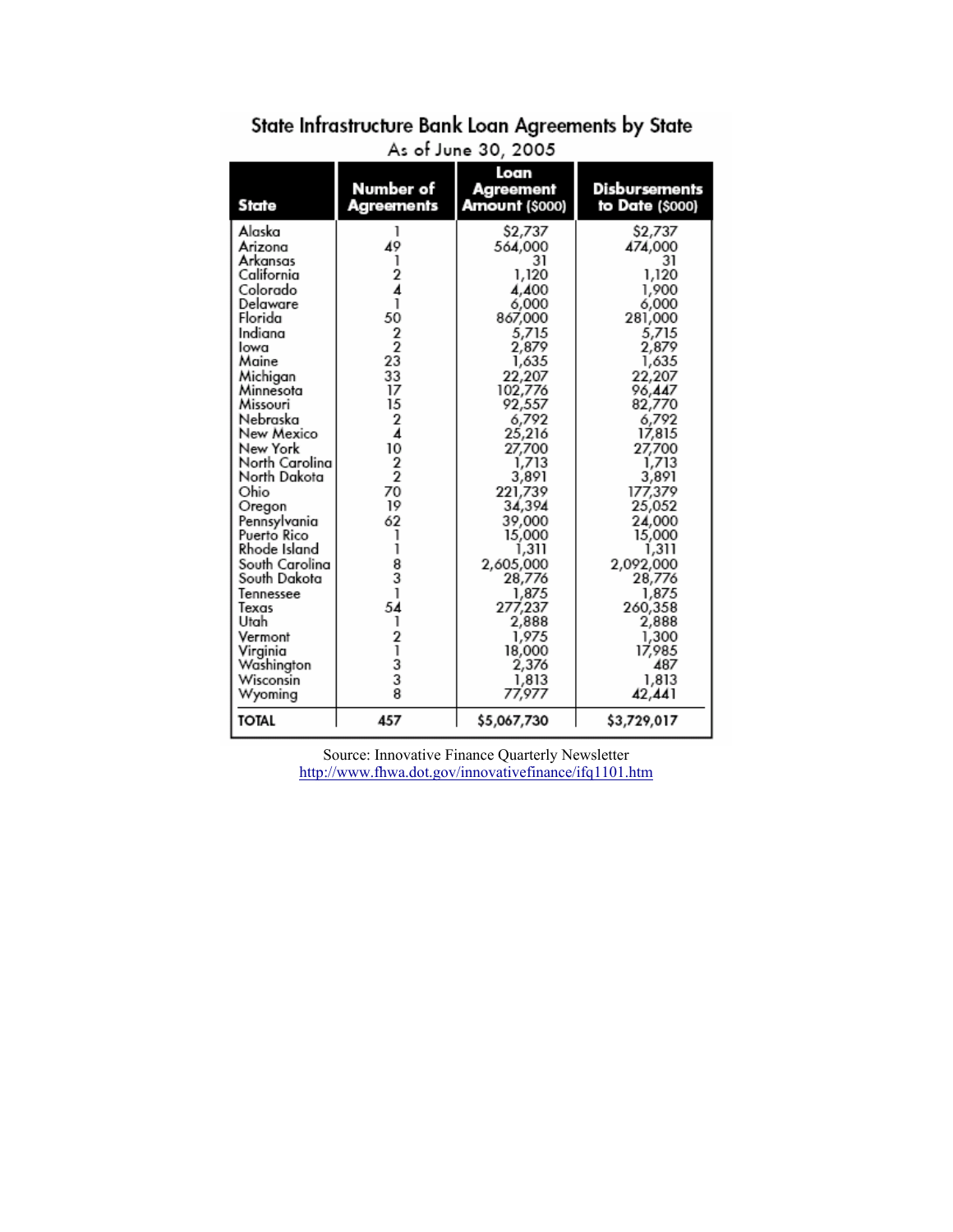## State Infrastructure Bank Loan Agreements by State

As of June 30, 2005

| State | Number of Agreements | Loan Agreement Amount ($000) | Disbursements to Date ($000) |
|---|---|---|---|
| Alaska | 1 | $2,737 | $2,737 |
| Arizona | 49 | 564,000 | 474,000 |
| Arkansas | 1 | 31 | 31 |
| California | 2 | 1,120 | 1,120 |
| Colorado | 4 | 4,400 | 1,900 |
| Delaware | 1 | 6,000 | 6,000 |
| Florida | 50 | 867,000 | 281,000 |
| Indiana | 2 | 5,715 | 5,715 |
| Iowa | 2 | 2,879 | 2,879 |
| Maine | 23 | 1,635 | 1,635 |
| Michigan | 33 | 22,207 | 22,207 |
| Minnesota | 17 | 102,776 | 96,447 |
| Missouri | 15 | 92,557 | 82,770 |
| Nebraska | 2 | 6,792 | 6,792 |
| New Mexico | 4 | 25,216 | 17,815 |
| New York | 10 | 27,700 | 27,700 |
| North Carolina | 2 | 1,713 | 1,713 |
| North Dakota | 2 | 3,891 | 3,891 |
| Ohio | 70 | 221,739 | 177,379 |
| Oregon | 19 | 34,394 | 25,052 |
| Pennsylvania | 62 | 39,000 | 24,000 |
| Puerto Rico | 1 | 15,000 | 15,000 |
| Rhode Island | 1 | 1,311 | 1,311 |
| South Carolina | 8 | 2,605,000 | 2,092,000 |
| South Dakota | 3 | 28,776 | 28,776 |
| Tennessee | 1 | 1,875 | 1,875 |
| Texas | 54 | 277,237 | 260,358 |
| Utah | 1 | 2,888 | 2,888 |
| Vermont | 2 | 1,975 | 1,300 |
| Virginia | 1 | 18,000 | 17,985 |
| Washington | 3 | 2,376 | 487 |
| Wisconsin | 3 | 1,813 | 1,813 |
| Wyoming | 8 | 77,977 | 42,441 |
| **TOTAL** | **457** | **$5,067,730** | **$3,729,017** |

Source: Innovative Finance Quarterly Newsletter
http://www.fhwa.dot.gov/innovativefinance/ifq1101.htm